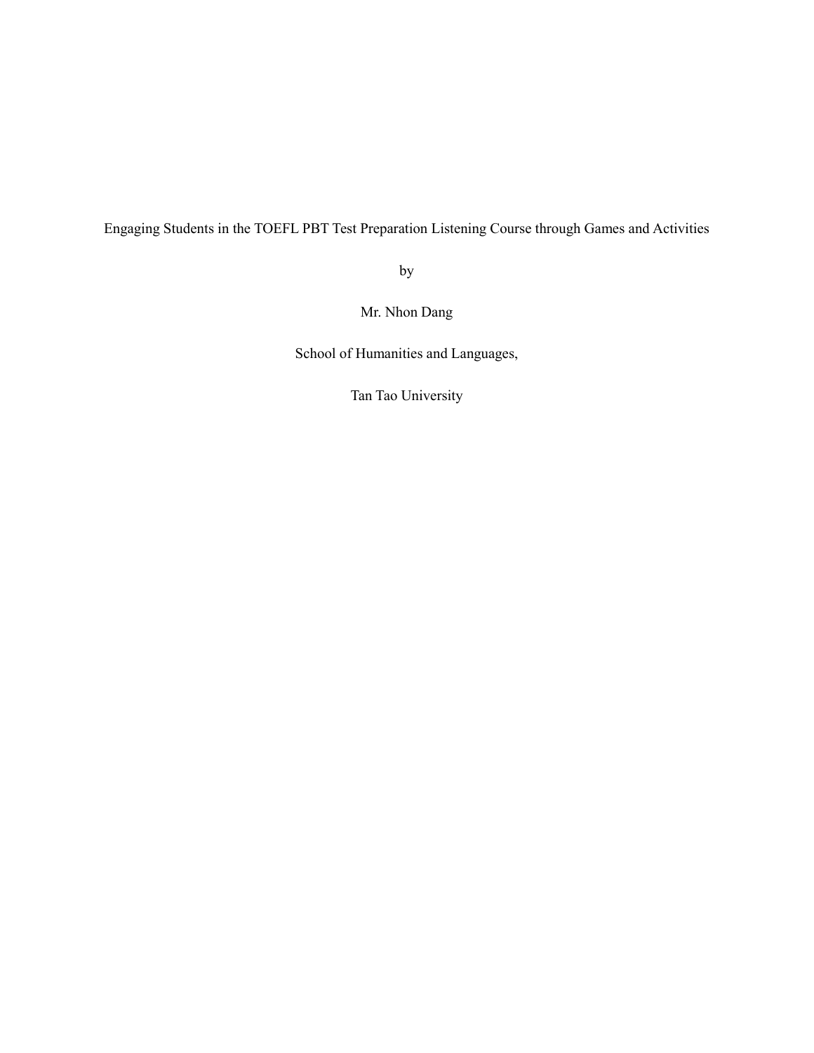# Engaging Students in the TOEFL PBT Test Preparation Listening Course through Games and Activities

by

Mr. Nhon Dang

School of Humanities and Languages,

Tan Tao University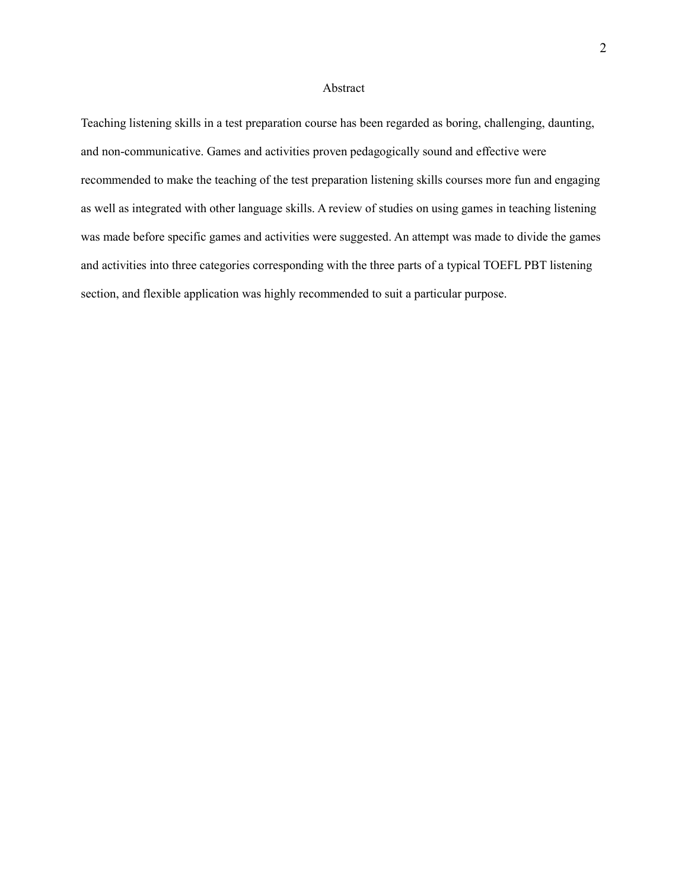# Abstract

Teaching listening skills in a test preparation course has been regarded as boring, challenging, daunting, and non-communicative. Games and activities proven pedagogically sound and effective were recommended to make the teaching of the test preparation listening skills courses more fun and engaging as well as integrated with other language skills. A review of studies on using games in teaching listening was made before specific games and activities were suggested. An attempt was made to divide the games and activities into three categories corresponding with the three parts of a typical TOEFL PBT listening section, and flexible application was highly recommended to suit a particular purpose.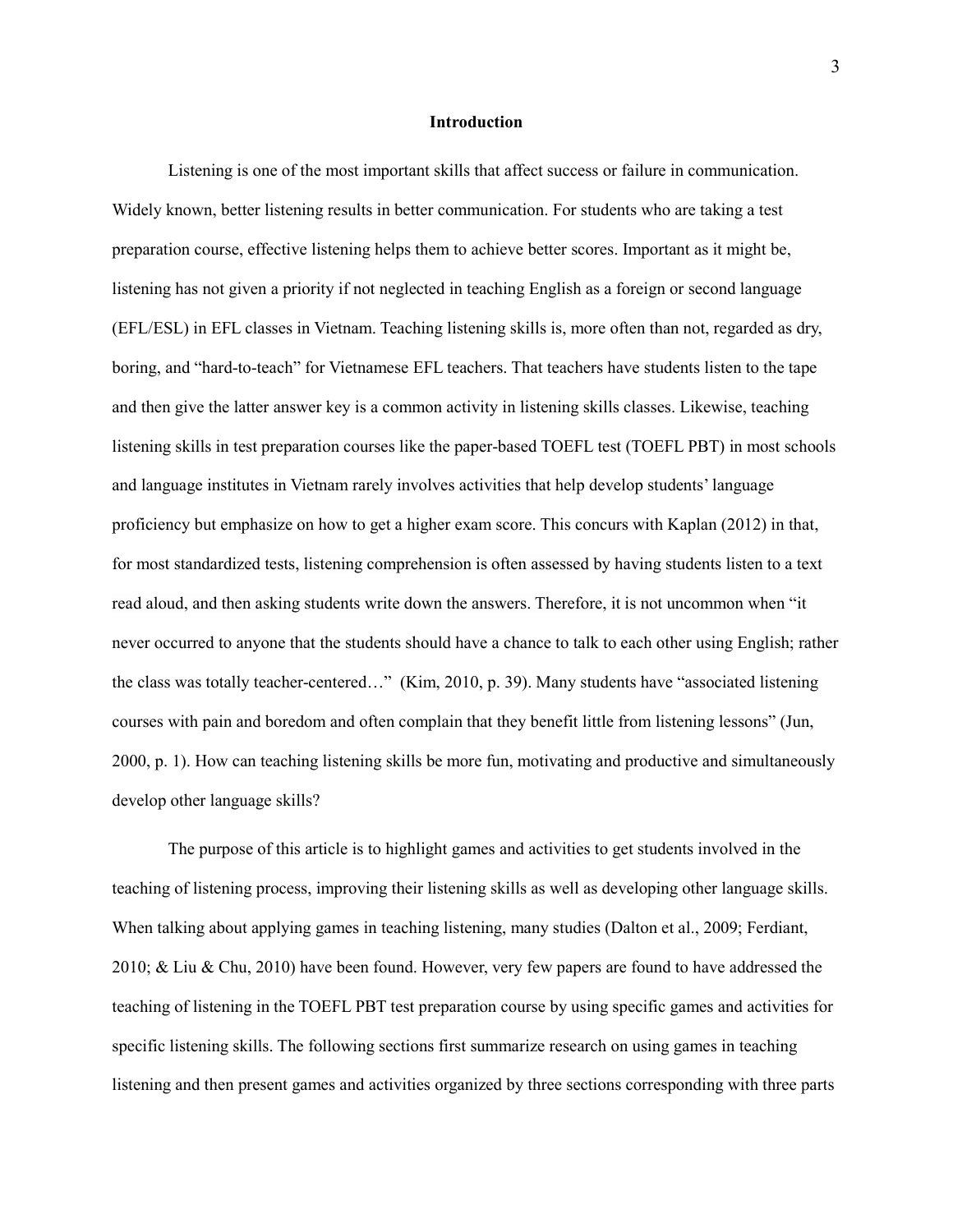## Introduction

Listening is one of the most important skills that affect success or failure in communication. Widely known, better listening results in better communication. For students who are taking a test preparation course, effective listening helps them to achieve better scores. Important as it might be, listening has not given a priority if not neglected in teaching English as a foreign or second language (EFL/ESL) in EFL classes in Vietnam. Teaching listening skills is, more often than not, regarded as dry, boring, and "hard-to-teach" for Vietnamese EFL teachers. That teachers have students listen to the tape and then give the latter answer key is a common activity in listening skills classes. Likewise, teaching listening skills in test preparation courses like the paper-based TOEFL test (TOEFL PBT) in most schools and language institutes in Vietnam rarely involves activities that help develop students' language proficiency but emphasize on how to get a higher exam score. This concurs with Kaplan (2012) in that, for most standardized tests, listening comprehension is often assessed by having students listen to a text read aloud, and then asking students write down the answers. Therefore, it is not uncommon when "it never occurred to anyone that the students should have a chance to talk to each other using English; rather the class was totally teacher-centered…" (Kim, 2010, p. 39). Many students have "associated listening courses with pain and boredom and often complain that they benefit little from listening lessons" (Jun, 2000, p. 1). How can teaching listening skills be more fun, motivating and productive and simultaneously develop other language skills?

The purpose of this article is to highlight games and activities to get students involved in the teaching of listening process, improving their listening skills as well as developing other language skills. When talking about applying games in teaching listening, many studies (Dalton et al., 2009; Ferdiant, 2010; & Liu & Chu, 2010) have been found. However, very few papers are found to have addressed the teaching of listening in the TOEFL PBT test preparation course by using specific games and activities for specific listening skills. The following sections first summarize research on using games in teaching listening and then present games and activities organized by three sections corresponding with three parts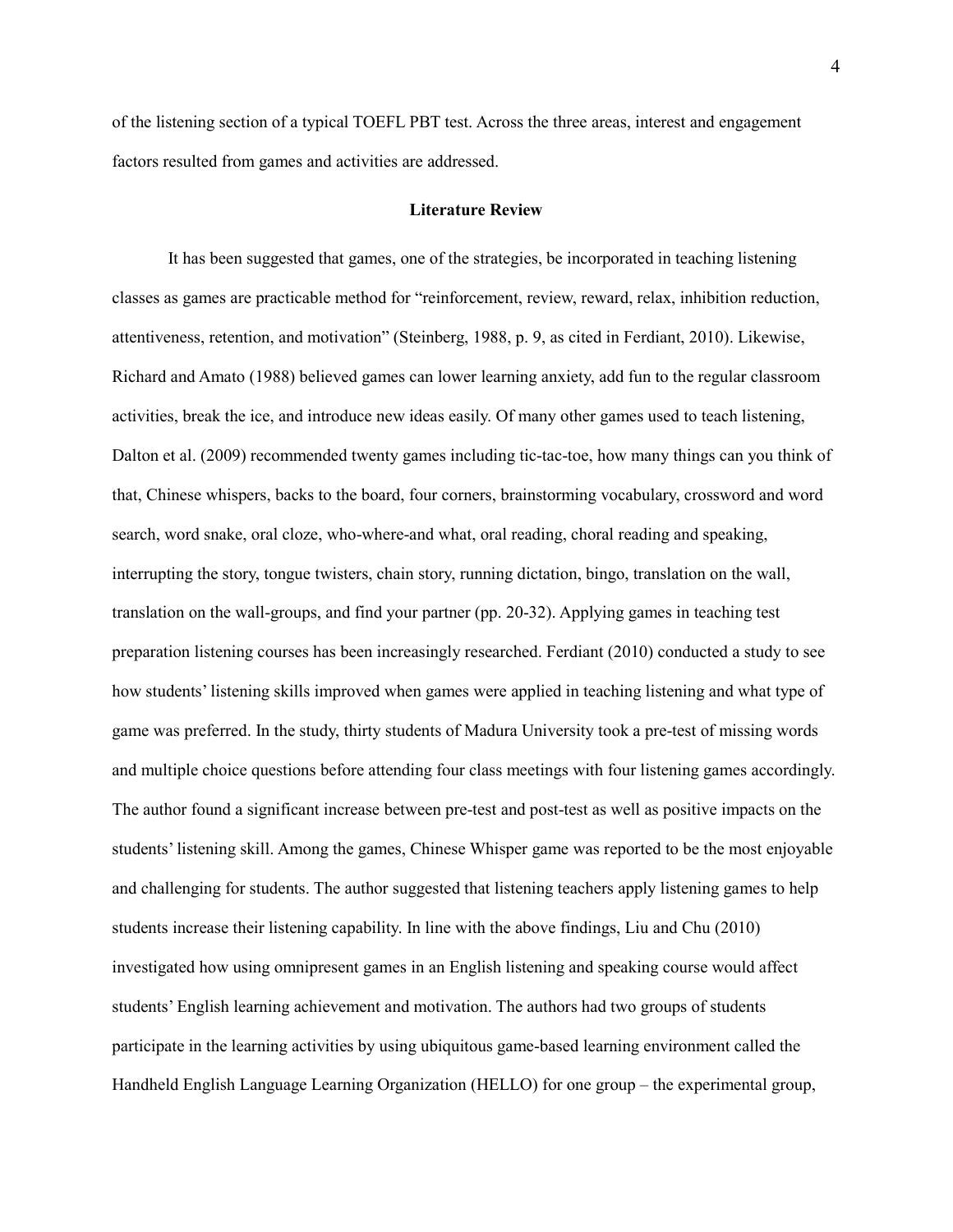of the listening section of a typical TOEFL PBT test. Across the three areas, interest and engagement factors resulted from games and activities are addressed.

## Literature Review

It has been suggested that games, one of the strategies, be incorporated in teaching listening classes as games are practicable method for "reinforcement, review, reward, relax, inhibition reduction, attentiveness, retention, and motivation" (Steinberg, 1988, p. 9, as cited in Ferdiant, 2010). Likewise, Richard and Amato (1988) believed games can lower learning anxiety, add fun to the regular classroom activities, break the ice, and introduce new ideas easily. Of many other games used to teach listening, Dalton et al. (2009) recommended twenty games including tic-tac-toe, how many things can you think of that, Chinese whispers, backs to the board, four corners, brainstorming vocabulary, crossword and word search, word snake, oral cloze, who-where-and what, oral reading, choral reading and speaking, interrupting the story, tongue twisters, chain story, running dictation, bingo, translation on the wall, translation on the wall-groups, and find your partner (pp. 20-32). Applying games in teaching test preparation listening courses has been increasingly researched. Ferdiant (2010) conducted a study to see how students' listening skills improved when games were applied in teaching listening and what type of game was preferred. In the study, thirty students of Madura University took a pre-test of missing words and multiple choice questions before attending four class meetings with four listening games accordingly. The author found a significant increase between pre-test and post-test as well as positive impacts on the students' listening skill. Among the games, Chinese Whisper game was reported to be the most enjoyable and challenging for students. The author suggested that listening teachers apply listening games to help students increase their listening capability. In line with the above findings, Liu and Chu (2010) investigated how using omnipresent games in an English listening and speaking course would affect students' English learning achievement and motivation. The authors had two groups of students participate in the learning activities by using ubiquitous game-based learning environment called the Handheld English Language Learning Organization (HELLO) for one group – the experimental group,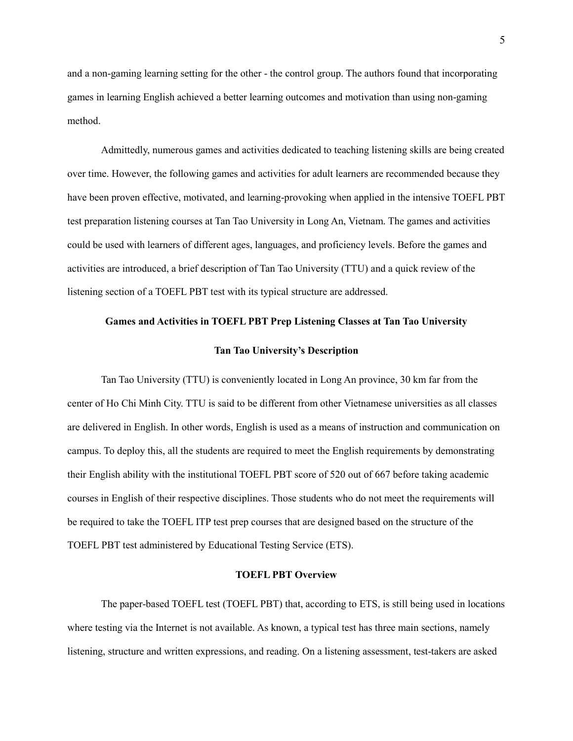and a non-gaming learning setting for the other - the control group. The authors found that incorporating games in learning English achieved a better learning outcomes and motivation than using non-gaming method.

Admittedly, numerous games and activities dedicated to teaching listening skills are being created over time. However, the following games and activities for adult learners are recommended because they have been proven effective, motivated, and learning-provoking when applied in the intensive TOEFL PBT test preparation listening courses at Tan Tao University in Long An, Vietnam. The games and activities could be used with learners of different ages, languages, and proficiency levels. Before the games and activities are introduced, a brief description of Tan Tao University (TTU) and a quick review of the listening section of a TOEFL PBT test with its typical structure are addressed.

## Games and Activities in TOEFL PBT Prep Listening Classes at Tan Tao University

### Tan Tao University's Description

Tan Tao University (TTU) is conveniently located in Long An province, 30 km far from the center of Ho Chi Minh City. TTU is said to be different from other Vietnamese universities as all classes are delivered in English. In other words, English is used as a means of instruction and communication on campus. To deploy this, all the students are required to meet the English requirements by demonstrating their English ability with the institutional TOEFL PBT score of 520 out of 667 before taking academic courses in English of their respective disciplines. Those students who do not meet the requirements will be required to take the TOEFL ITP test prep courses that are designed based on the structure of the TOEFL PBT test administered by Educational Testing Service (ETS).

### TOEFL PBT Overview

The paper-based TOEFL test (TOEFL PBT) that, according to ETS, is still being used in locations where testing via the Internet is not available. As known, a typical test has three main sections, namely listening, structure and written expressions, and reading. On a listening assessment, test-takers are asked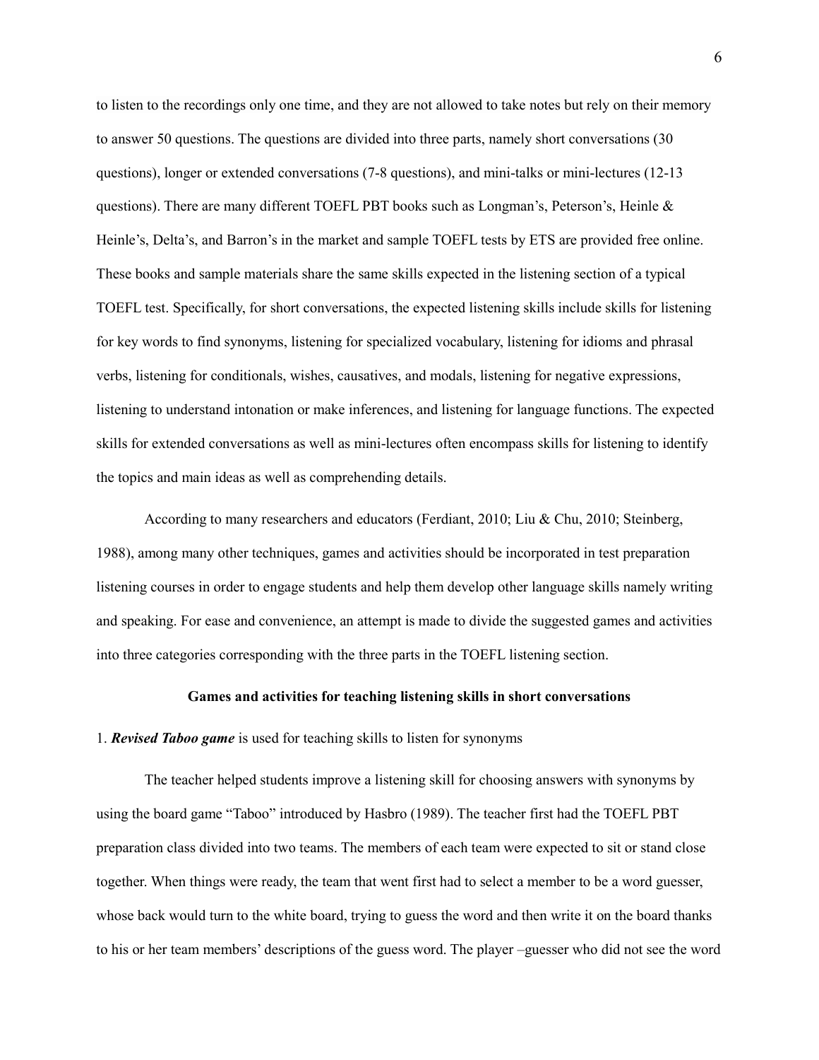to listen to the recordings only one time, and they are not allowed to take notes but rely on their memory to answer 50 questions. The questions are divided into three parts, namely short conversations (30 questions), longer or extended conversations (7-8 questions), and mini-talks or mini-lectures (12-13 questions). There are many different TOEFL PBT books such as Longman's, Peterson's, Heinle & Heinle's, Delta's, and Barron's in the market and sample TOEFL tests by ETS are provided free online. These books and sample materials share the same skills expected in the listening section of a typical TOEFL test. Specifically, for short conversations, the expected listening skills include skills for listening for key words to find synonyms, listening for specialized vocabulary, listening for idioms and phrasal verbs, listening for conditionals, wishes, causatives, and modals, listening for negative expressions, listening to understand intonation or make inferences, and listening for language functions. The expected skills for extended conversations as well as mini-lectures often encompass skills for listening to identify the topics and main ideas as well as comprehending details.

According to many researchers and educators (Ferdiant, 2010; Liu & Chu, 2010; Steinberg, 1988), among many other techniques, games and activities should be incorporated in test preparation listening courses in order to engage students and help them develop other language skills namely writing and speaking. For ease and convenience, an attempt is made to divide the suggested games and activities into three categories corresponding with the three parts in the TOEFL listening section.

### Games and activities for teaching listening skills in short conversations

1. ***Revised Taboo game*** is used for teaching skills to listen for synonyms

The teacher helped students improve a listening skill for choosing answers with synonyms by using the board game "Taboo" introduced by Hasbro (1989). The teacher first had the TOEFL PBT preparation class divided into two teams. The members of each team were expected to sit or stand close together. When things were ready, the team that went first had to select a member to be a word guesser, whose back would turn to the white board, trying to guess the word and then write it on the board thanks to his or her team members' descriptions of the guess word. The player –guesser who did not see the word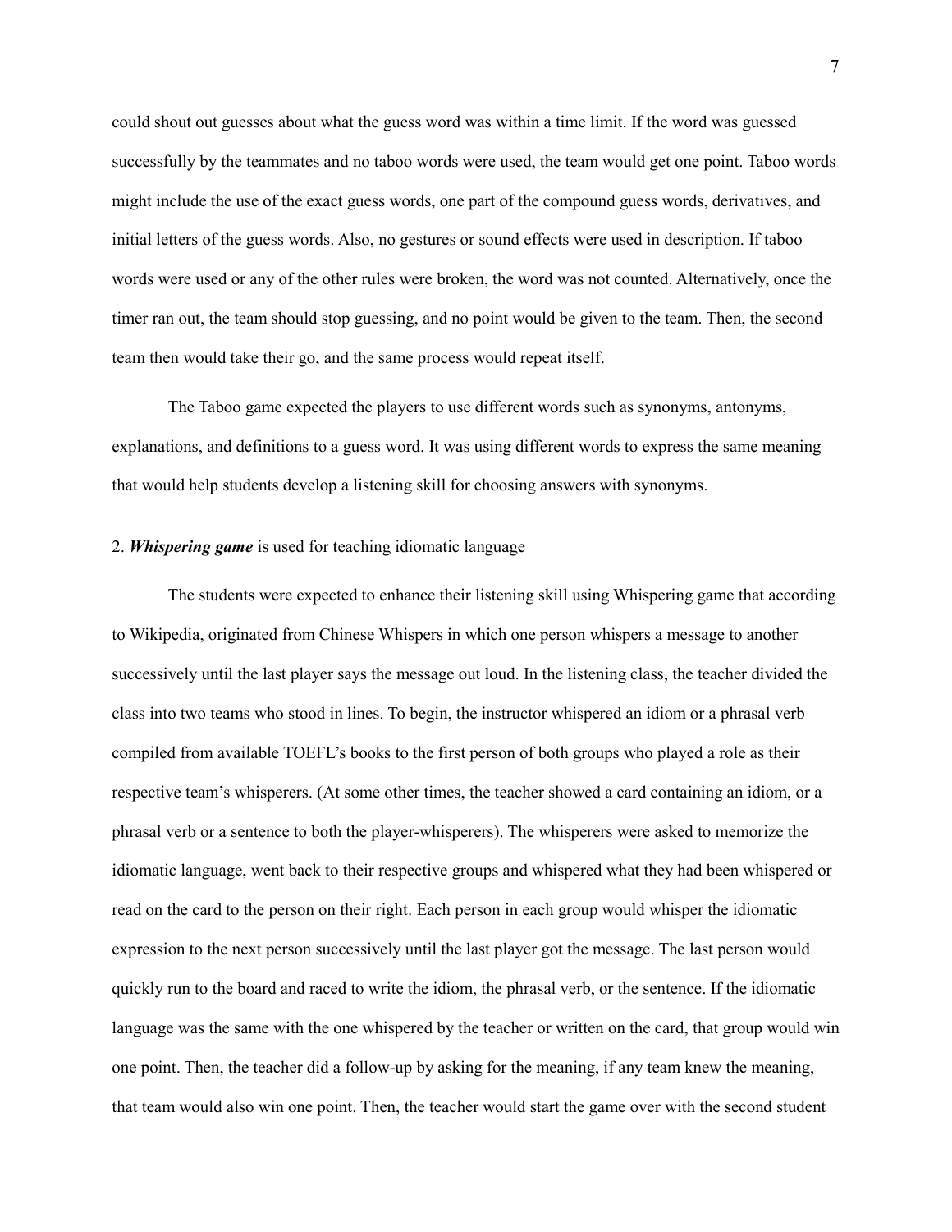could shout out guesses about what the guess word was within a time limit. If the word was guessed successfully by the teammates and no taboo words were used, the team would get one point. Taboo words might include the use of the exact guess words, one part of the compound guess words, derivatives, and initial letters of the guess words. Also, no gestures or sound effects were used in description. If taboo words were used or any of the other rules were broken, the word was not counted. Alternatively, once the timer ran out, the team should stop guessing, and no point would be given to the team. Then, the second team then would take their go, and the same process would repeat itself.

The Taboo game expected the players to use different words such as synonyms, antonyms, explanations, and definitions to a guess word. It was using different words to express the same meaning that would help students develop a listening skill for choosing answers with synonyms.

2. ***Whispering game*** is used for teaching idiomatic language

The students were expected to enhance their listening skill using Whispering game that according to Wikipedia, originated from Chinese Whispers in which one person whispers a message to another successively until the last player says the message out loud. In the listening class, the teacher divided the class into two teams who stood in lines. To begin, the instructor whispered an idiom or a phrasal verb compiled from available TOEFL's books to the first person of both groups who played a role as their respective team's whisperers. (At some other times, the teacher showed a card containing an idiom, or a phrasal verb or a sentence to both the player-whisperers). The whisperers were asked to memorize the idiomatic language, went back to their respective groups and whispered what they had been whispered or read on the card to the person on their right. Each person in each group would whisper the idiomatic expression to the next person successively until the last player got the message. The last person would quickly run to the board and raced to write the idiom, the phrasal verb, or the sentence. If the idiomatic language was the same with the one whispered by the teacher or written on the card, that group would win one point. Then, the teacher did a follow-up by asking for the meaning, if any team knew the meaning, that team would also win one point. Then, the teacher would start the game over with the second student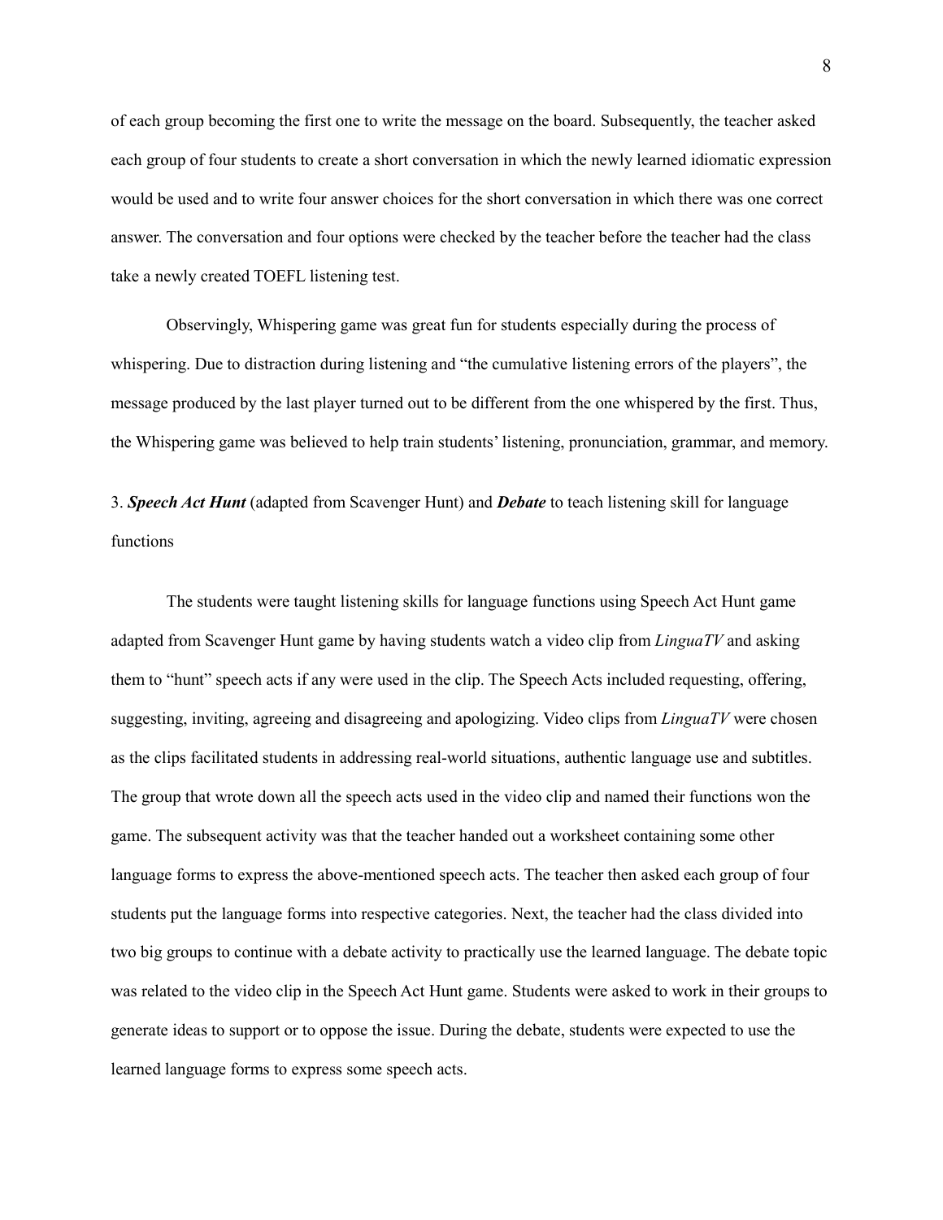of each group becoming the first one to write the message on the board. Subsequently, the teacher asked each group of four students to create a short conversation in which the newly learned idiomatic expression would be used and to write four answer choices for the short conversation in which there was one correct answer. The conversation and four options were checked by the teacher before the teacher had the class take a newly created TOEFL listening test.

Observingly, Whispering game was great fun for students especially during the process of whispering. Due to distraction during listening and "the cumulative listening errors of the players", the message produced by the last player turned out to be different from the one whispered by the first. Thus, the Whispering game was believed to help train students' listening, pronunciation, grammar, and memory.

3. ***Speech Act Hunt*** (adapted from Scavenger Hunt) and ***Debate*** to teach listening skill for language functions

The students were taught listening skills for language functions using Speech Act Hunt game adapted from Scavenger Hunt game by having students watch a video clip from *LinguaTV* and asking them to "hunt" speech acts if any were used in the clip. The Speech Acts included requesting, offering, suggesting, inviting, agreeing and disagreeing and apologizing. Video clips from *LinguaTV* were chosen as the clips facilitated students in addressing real-world situations, authentic language use and subtitles. The group that wrote down all the speech acts used in the video clip and named their functions won the game. The subsequent activity was that the teacher handed out a worksheet containing some other language forms to express the above-mentioned speech acts. The teacher then asked each group of four students put the language forms into respective categories. Next, the teacher had the class divided into two big groups to continue with a debate activity to practically use the learned language. The debate topic was related to the video clip in the Speech Act Hunt game. Students were asked to work in their groups to generate ideas to support or to oppose the issue. During the debate, students were expected to use the learned language forms to express some speech acts.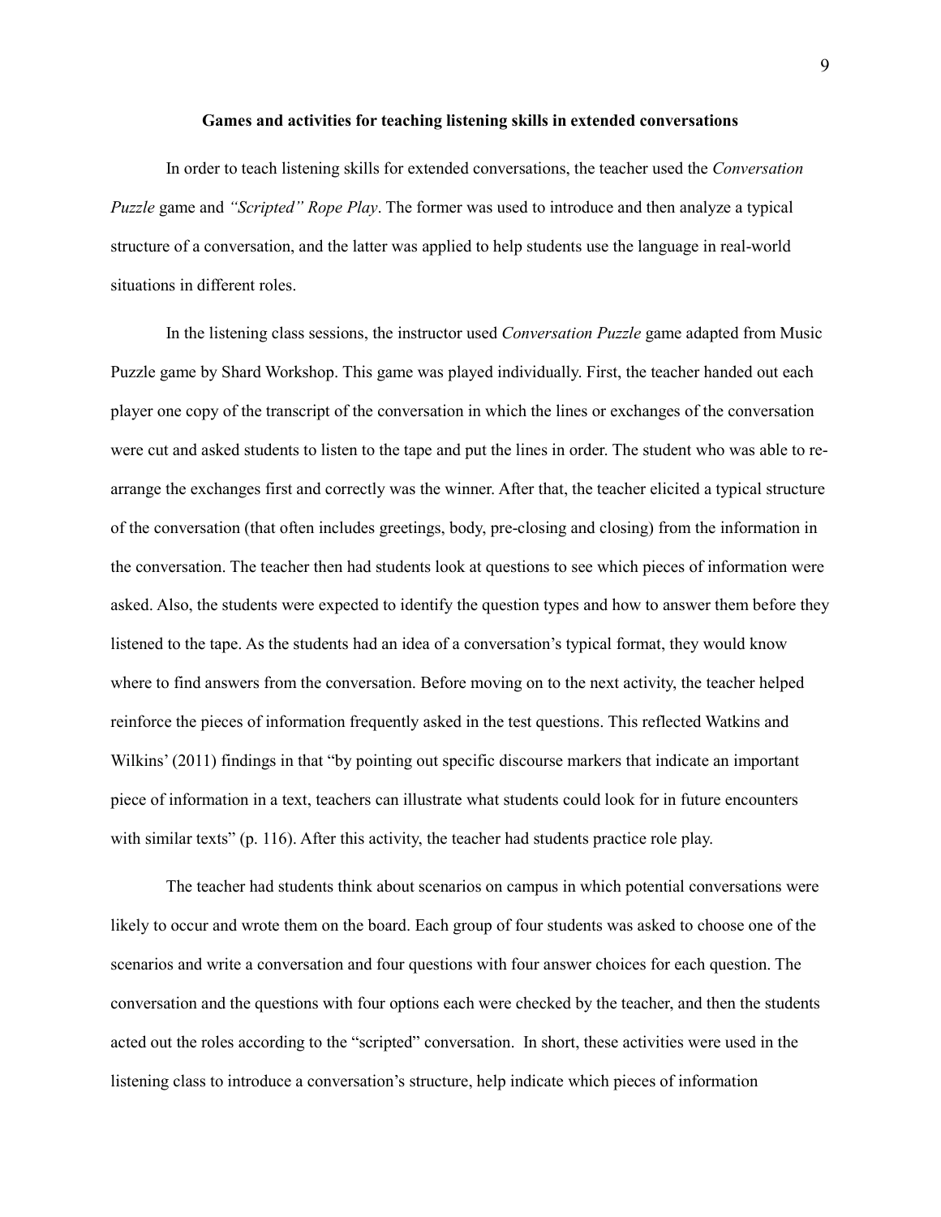**Games and activities for teaching listening skills in extended conversations**

In order to teach listening skills for extended conversations, the teacher used the *Conversation Puzzle* game and *"Scripted" Rope Play*. The former was used to introduce and then analyze a typical structure of a conversation, and the latter was applied to help students use the language in real-world situations in different roles.

In the listening class sessions, the instructor used *Conversation Puzzle* game adapted from Music Puzzle game by Shard Workshop. This game was played individually. First, the teacher handed out each player one copy of the transcript of the conversation in which the lines or exchanges of the conversation were cut and asked students to listen to the tape and put the lines in order. The student who was able to re-arrange the exchanges first and correctly was the winner. After that, the teacher elicited a typical structure of the conversation (that often includes greetings, body, pre-closing and closing) from the information in the conversation. The teacher then had students look at questions to see which pieces of information were asked. Also, the students were expected to identify the question types and how to answer them before they listened to the tape. As the students had an idea of a conversation's typical format, they would know where to find answers from the conversation. Before moving on to the next activity, the teacher helped reinforce the pieces of information frequently asked in the test questions. This reflected Watkins and Wilkins' (2011) findings in that "by pointing out specific discourse markers that indicate an important piece of information in a text, teachers can illustrate what students could look for in future encounters with similar texts" (p. 116). After this activity, the teacher had students practice role play.

The teacher had students think about scenarios on campus in which potential conversations were likely to occur and wrote them on the board. Each group of four students was asked to choose one of the scenarios and write a conversation and four questions with four answer choices for each question. The conversation and the questions with four options each were checked by the teacher, and then the students acted out the roles according to the "scripted" conversation. In short, these activities were used in the listening class to introduce a conversation's structure, help indicate which pieces of information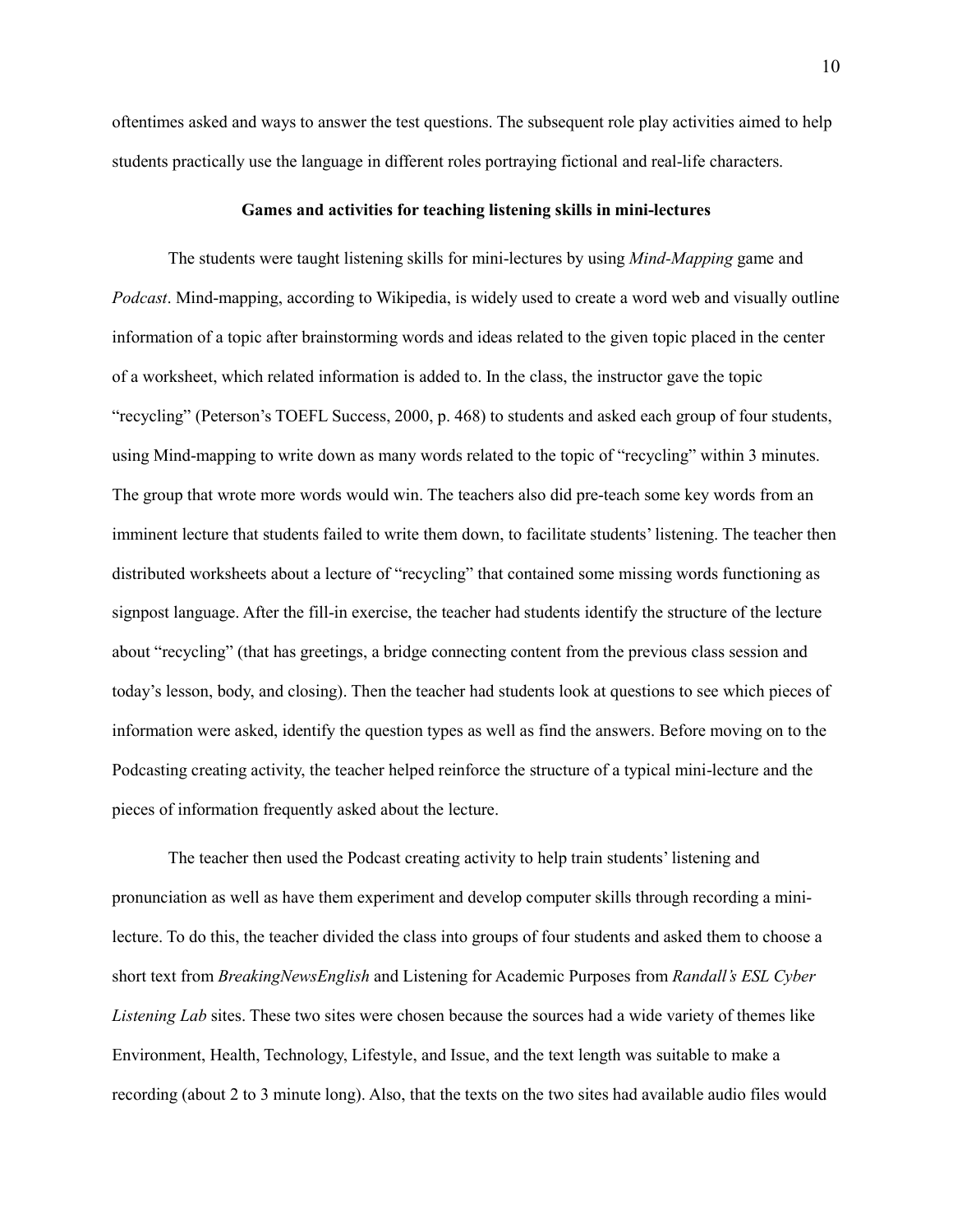oftentimes asked and ways to answer the test questions. The subsequent role play activities aimed to help students practically use the language in different roles portraying fictional and real-life characters.

**Games and activities for teaching listening skills in mini-lectures**

The students were taught listening skills for mini-lectures by using *Mind-Mapping* game and *Podcast*. Mind-mapping, according to Wikipedia, is widely used to create a word web and visually outline information of a topic after brainstorming words and ideas related to the given topic placed in the center of a worksheet, which related information is added to. In the class, the instructor gave the topic "recycling" (Peterson's TOEFL Success, 2000, p. 468) to students and asked each group of four students, using Mind-mapping to write down as many words related to the topic of "recycling" within 3 minutes. The group that wrote more words would win. The teachers also did pre-teach some key words from an imminent lecture that students failed to write them down, to facilitate students' listening. The teacher then distributed worksheets about a lecture of "recycling" that contained some missing words functioning as signpost language. After the fill-in exercise, the teacher had students identify the structure of the lecture about "recycling" (that has greetings, a bridge connecting content from the previous class session and today's lesson, body, and closing). Then the teacher had students look at questions to see which pieces of information were asked, identify the question types as well as find the answers. Before moving on to the Podcasting creating activity, the teacher helped reinforce the structure of a typical mini-lecture and the pieces of information frequently asked about the lecture.

The teacher then used the Podcast creating activity to help train students' listening and pronunciation as well as have them experiment and develop computer skills through recording a mini-lecture. To do this, the teacher divided the class into groups of four students and asked them to choose a short text from *BreakingNewsEnglish* and Listening for Academic Purposes from *Randall's ESL Cyber Listening Lab* sites. These two sites were chosen because the sources had a wide variety of themes like Environment, Health, Technology, Lifestyle, and Issue, and the text length was suitable to make a recording (about 2 to 3 minute long). Also, that the texts on the two sites had available audio files would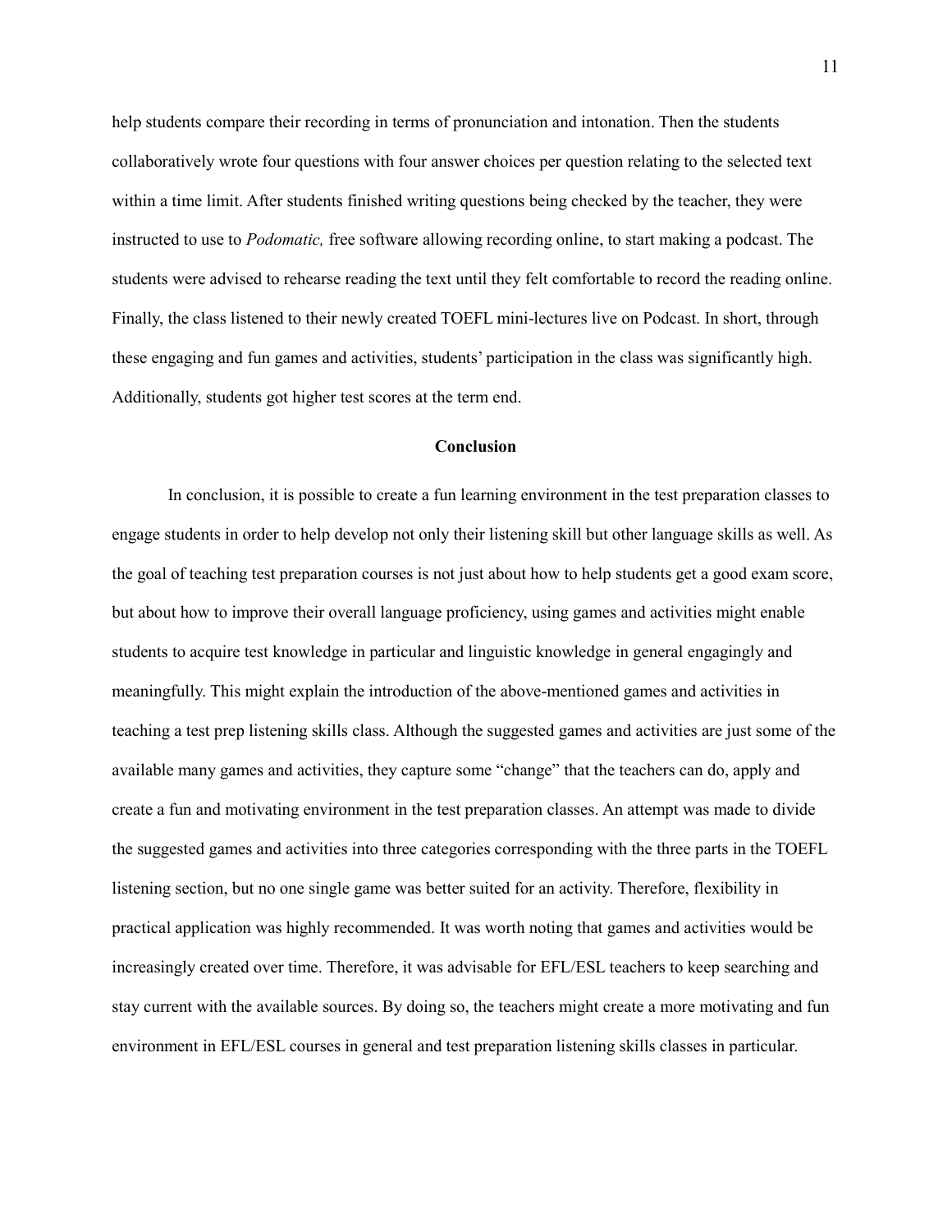help students compare their recording in terms of pronunciation and intonation. Then the students collaboratively wrote four questions with four answer choices per question relating to the selected text within a time limit. After students finished writing questions being checked by the teacher, they were instructed to use to *Podomatic,* free software allowing recording online, to start making a podcast. The students were advised to rehearse reading the text until they felt comfortable to record the reading online. Finally, the class listened to their newly created TOEFL mini-lectures live on Podcast. In short, through these engaging and fun games and activities, students' participation in the class was significantly high. Additionally, students got higher test scores at the term end.

## Conclusion

In conclusion, it is possible to create a fun learning environment in the test preparation classes to engage students in order to help develop not only their listening skill but other language skills as well. As the goal of teaching test preparation courses is not just about how to help students get a good exam score, but about how to improve their overall language proficiency, using games and activities might enable students to acquire test knowledge in particular and linguistic knowledge in general engagingly and meaningfully. This might explain the introduction of the above-mentioned games and activities in teaching a test prep listening skills class. Although the suggested games and activities are just some of the available many games and activities, they capture some "change" that the teachers can do, apply and create a fun and motivating environment in the test preparation classes. An attempt was made to divide the suggested games and activities into three categories corresponding with the three parts in the TOEFL listening section, but no one single game was better suited for an activity. Therefore, flexibility in practical application was highly recommended. It was worth noting that games and activities would be increasingly created over time. Therefore, it was advisable for EFL/ESL teachers to keep searching and stay current with the available sources. By doing so, the teachers might create a more motivating and fun environment in EFL/ESL courses in general and test preparation listening skills classes in particular.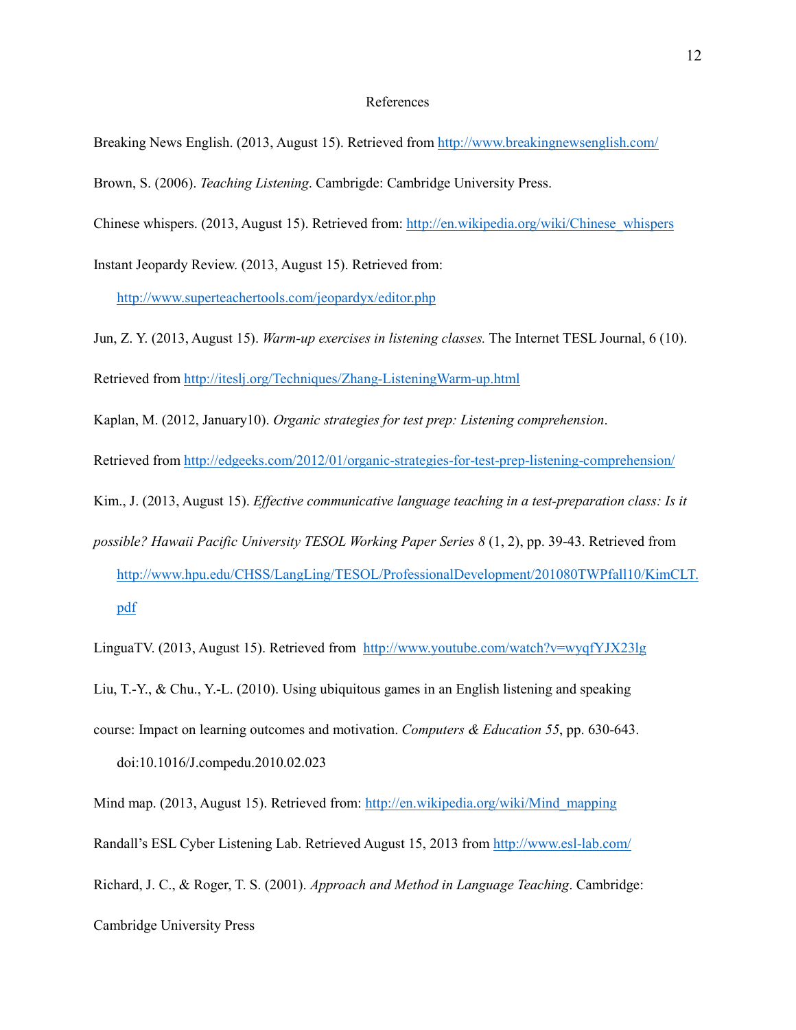# References

Breaking News English. (2013, August 15). Retrieved from http://www.breakingnewsenglish.com/

Brown, S. (2006). *Teaching Listening*. Cambrigde: Cambridge University Press.

Chinese whispers. (2013, August 15). Retrieved from: http://en.wikipedia.org/wiki/Chinese_whispers

Instant Jeopardy Review. (2013, August 15). Retrieved from: http://www.superteachertools.com/jeopardyx/editor.php

Jun, Z. Y. (2013, August 15). *Warm-up exercises in listening classes.* The Internet TESL Journal, 6 (10). Retrieved from http://iteslj.org/Techniques/Zhang-ListeningWarm-up.html

Kaplan, M. (2012, January10). *Organic strategies for test prep: Listening comprehension*. Retrieved from http://edgeeks.com/2012/01/organic-strategies-for-test-prep-listening-comprehension/

Kim., J. (2013, August 15). *Effective communicative language teaching in a test-preparation class: Is it possible? Hawaii Pacific University TESOL Working Paper Series 8* (1, 2), pp. 39-43. Retrieved from http://www.hpu.edu/CHSS/LangLing/TESOL/ProfessionalDevelopment/201080TWPfall10/KimCLT.pdf

LinguaTV. (2013, August 15). Retrieved from http://www.youtube.com/watch?v=wyqfYJX23lg

Liu, T.-Y., & Chu., Y.-L. (2010). Using ubiquitous games in an English listening and speaking course: Impact on learning outcomes and motivation. *Computers & Education 55*, pp. 630-643. doi:10.1016/J.compedu.2010.02.023

Mind map. (2013, August 15). Retrieved from: http://en.wikipedia.org/wiki/Mind_mapping

Randall's ESL Cyber Listening Lab. Retrieved August 15, 2013 from http://www.esl-lab.com/

Richard, J. C., & Roger, T. S. (2001). *Approach and Method in Language Teaching*. Cambridge: Cambridge University Press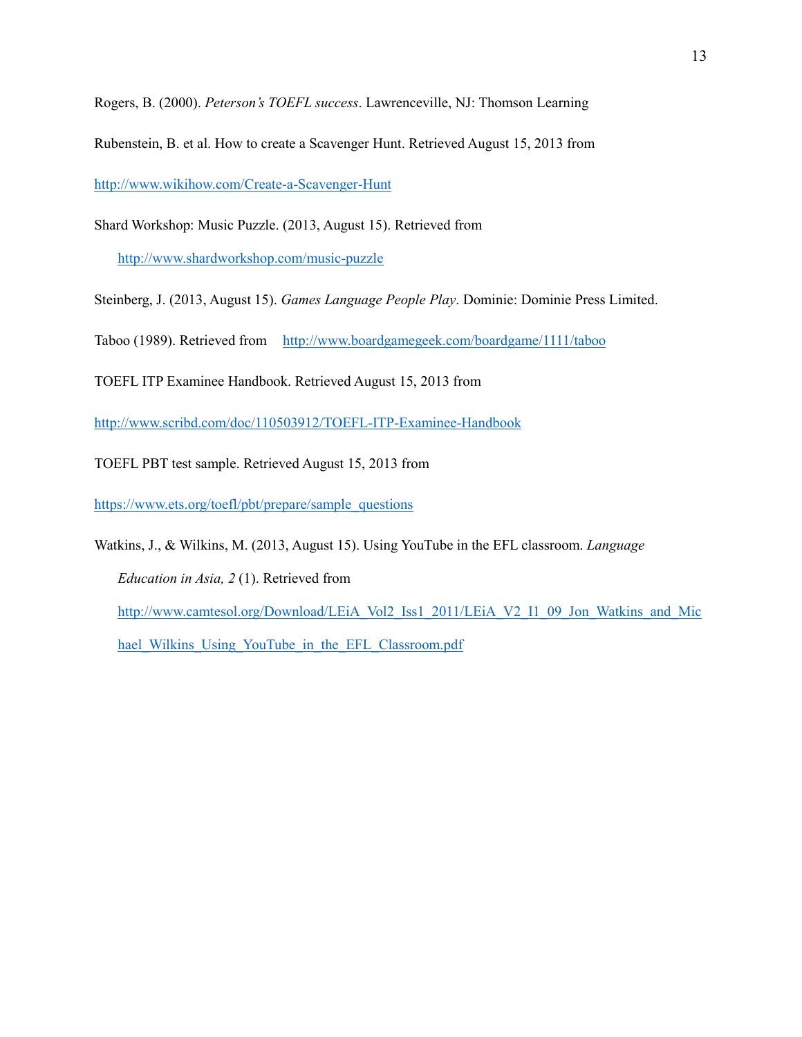Rogers, B. (2000). *Peterson's TOEFL success*. Lawrenceville, NJ: Thomson Learning

Rubenstein, B. et al. How to create a Scavenger Hunt. Retrieved August 15, 2013 from http://www.wikihow.com/Create-a-Scavenger-Hunt

Shard Workshop: Music Puzzle. (2013, August 15). Retrieved from http://www.shardworkshop.com/music-puzzle

Steinberg, J. (2013, August 15). *Games Language People Play*. Dominie: Dominie Press Limited.

Taboo (1989). Retrieved from http://www.boardgamegeek.com/boardgame/1111/taboo

TOEFL ITP Examinee Handbook. Retrieved August 15, 2013 from http://www.scribd.com/doc/110503912/TOEFL-ITP-Examinee-Handbook

TOEFL PBT test sample. Retrieved August 15, 2013 from https://www.ets.org/toefl/pbt/prepare/sample_questions

Watkins, J., & Wilkins, M. (2013, August 15). Using YouTube in the EFL classroom. *Language Education in Asia, 2* (1). Retrieved from http://www.camtesol.org/Download/LEiA_Vol2_Iss1_2011/LEiA_V2_I1_09_Jon_Watkins_and_Michael_Wilkins_Using_YouTube_in_the_EFL_Classroom.pdf